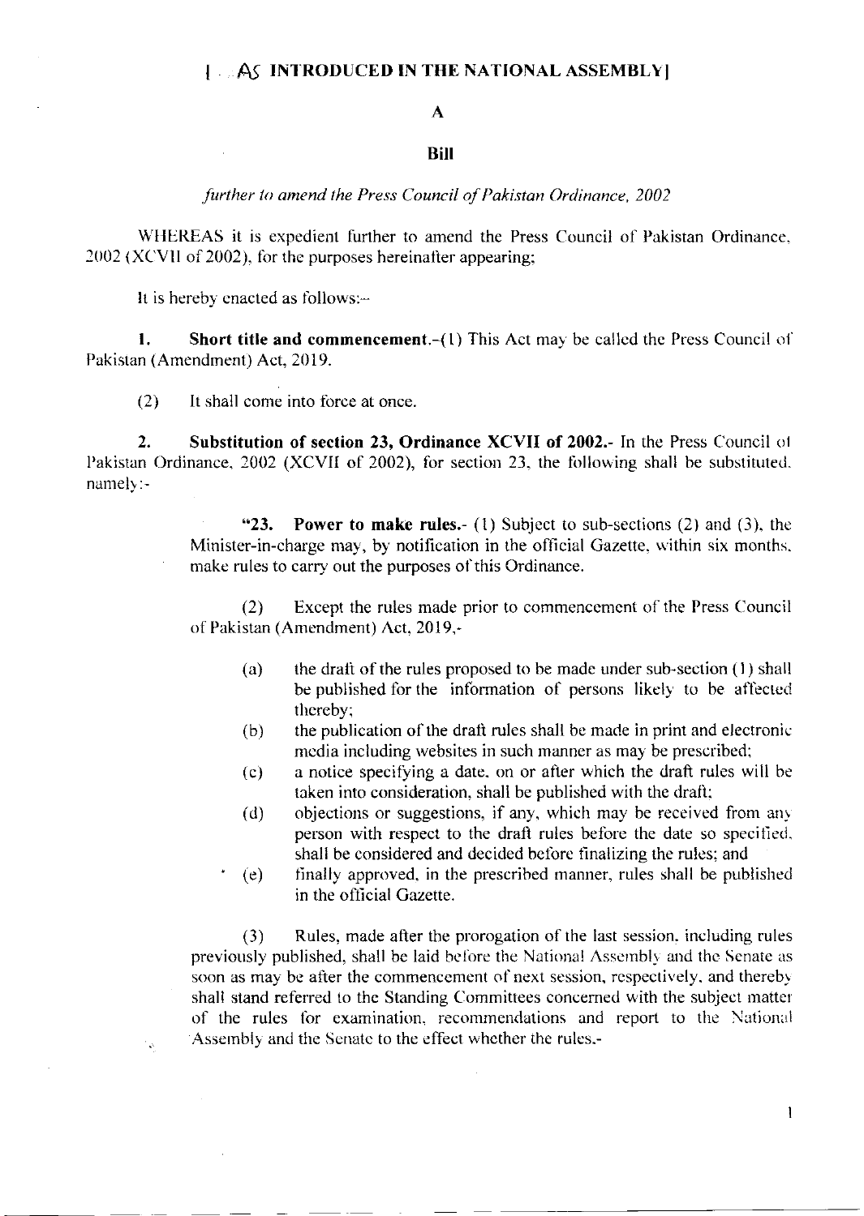**[AS INTRODUCED IN THE NATIONAL ASSEMBLY]**

**A**

**Bill**

*further to amend the Press Council of Pakistan Ordinance, 2002*

WHEREAS it is expedient further to amend the Press Council of Pakistan Ordinance, 2002 (XCVII of 2002), for the purposes hereinafter appearing;

It is hereby enacted as follows:-

**1. Short title and commencement.**-(1) This Act may be called the Press Council of Pakistan (Amendment) Act, 2019.

(2) It shall come into force at once.

**2. Substitution of section 23, Ordinance XCVII of 2002.**- In the Press Council of Pakistan Ordinance, 2002 (XCVII of 2002), for section 23, the following shall be substituted, namely:-

> "**23. Power to make rules.**- (1) Subject to sub-sections (2) and (3), the Minister-in-charge may, by notification in the official Gazette, within six months, make rules to carry out the purposes of this Ordinance.
>
> (2) Except the rules made prior to commencement of the Press Council of Pakistan (Amendment) Act, 2019,-
>
> (a) the draft of the rules proposed to be made under sub-section (1) shall be published for the information of persons likely to be affected thereby;
>
> (b) the publication of the draft rules shall be made in print and electronic media including websites in such manner as may be prescribed;
>
> (c) a notice specifying a date, on or after which the draft rules will be taken into consideration, shall be published with the draft;
>
> (d) objections or suggestions, if any, which may be received from any person with respect to the draft rules before the date so specified, shall be considered and decided before finalizing the rules; and
>
> (e) finally approved, in the prescribed manner, rules shall be published in the official Gazette.
>
> (3) Rules, made after the prorogation of the last session, including rules previously published, shall be laid before the National Assembly and the Senate as soon as may be after the commencement of next session, respectively, and thereby shall stand referred to the Standing Committees concerned with the subject matter of the rules for examination, recommendations and report to the National Assembly and the Senate to the effect whether the rules,-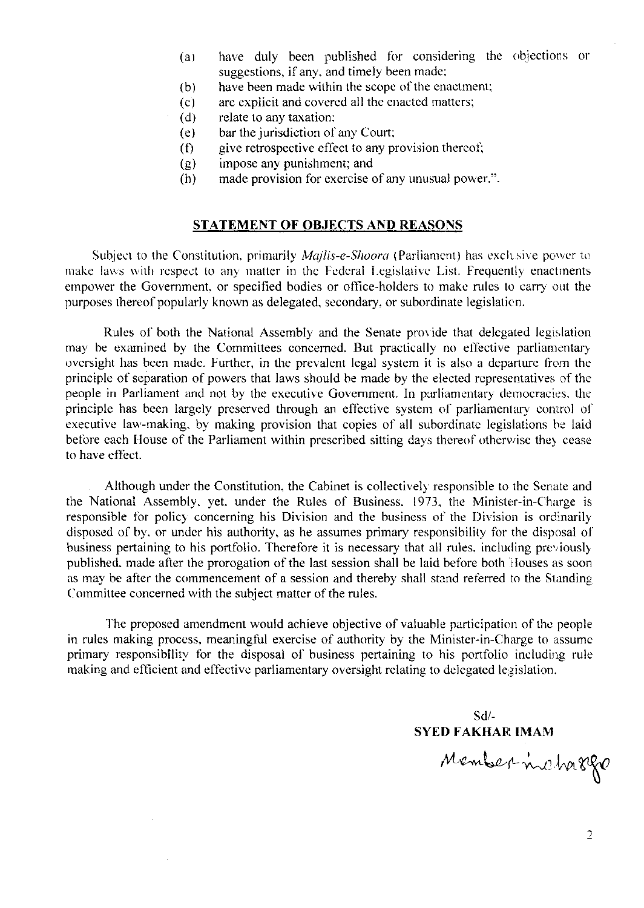(a) have duly been published for considering the objections or suggestions, if any, and timely been made;

(b) have been made within the scope of the enactment;

(c) are explicit and covered all the enacted matters;

(d) relate to any taxation;

(e) bar the jurisdiction of any Court;

(f) give retrospective effect to any provision thereof;

(g) impose any punishment; and

(h) made provision for exercise of any unusual power.".

## STATEMENT OF OBJECTS AND REASONS

Subject to the Constitution, primarily *Majlis-e-Shoora* (Parliament) has exclusive power to make laws with respect to any matter in the Federal Legislative List. Frequently enactments empower the Government, or specified bodies or office-holders to make rules to carry out the purposes thereof popularly known as delegated, secondary, or subordinate legislation.

Rules of both the National Assembly and the Senate provide that delegated legislation may be examined by the Committees concerned. But practically no effective parliamentary oversight has been made. Further, in the prevalent legal system it is also a departure from the principle of separation of powers that laws should be made by the elected representatives of the people in Parliament and not by the executive Government. In parliamentary democracies, the principle has been largely preserved through an effective system of parliamentary control of executive law-making, by making provision that copies of all subordinate legislations be laid before each House of the Parliament within prescribed sitting days thereof otherwise they cease to have effect.

Although under the Constitution, the Cabinet is collectively responsible to the Senate and the National Assembly, yet, under the Rules of Business, 1973, the Minister-in-Charge is responsible for policy concerning his Division and the business of the Division is ordinarily disposed of by, or under his authority, as he assumes primary responsibility for the disposal of business pertaining to his portfolio. Therefore it is necessary that all rules, including previously published, made after the prorogation of the last session shall be laid before both Houses as soon as may be after the commencement of a session and thereby shall stand referred to the Standing Committee concerned with the subject matter of the rules.

The proposed amendment would achieve objective of valuable participation of the people in rules making process, meaningful exercise of authority by the Minister-in-Charge to assume primary responsibility for the disposal of business pertaining to his portfolio including rule making and efficient and effective parliamentary oversight relating to delegated legislation.

Sd/-
**SYED FAKHAR IMAM**

Member-in-charge